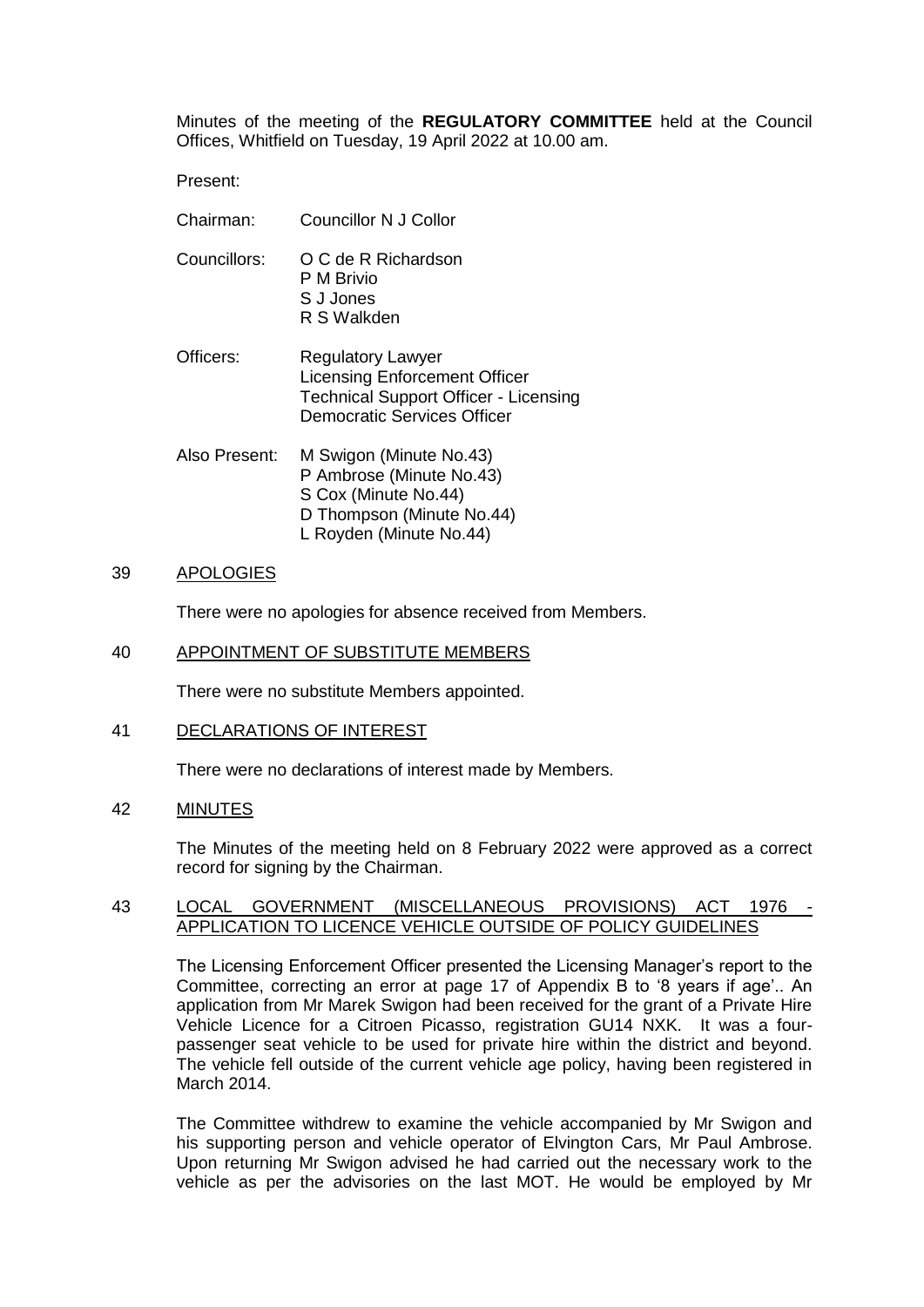Minutes of the meeting of the **REGULATORY COMMITTEE** held at the Council Offices, Whitfield on Tuesday, 19 April 2022 at 10.00 am.

Present:

| | |
|---|---|
| Chairman: | Councillor N J Collor |
| Councillors: | O C de R Richardson<br>P M Brivio<br>S J Jones<br>R S Walkden |
| Officers: | Regulatory Lawyer<br>Licensing Enforcement Officer<br>Technical Support Officer - Licensing<br>Democratic Services Officer |
| Also Present: | M Swigon (Minute No.43)<br>P Ambrose (Minute No.43)<br>S Cox (Minute No.44)<br>D Thompson (Minute No.44)<br>L Royden (Minute No.44) |

## 39 APOLOGIES

There were no apologies for absence received from Members.

## 40 APPOINTMENT OF SUBSTITUTE MEMBERS

There were no substitute Members appointed.

## 41 DECLARATIONS OF INTEREST

There were no declarations of interest made by Members.

## 42 MINUTES

The Minutes of the meeting held on 8 February 2022 were approved as a correct record for signing by the Chairman.

## 43 LOCAL GOVERNMENT (MISCELLANEOUS PROVISIONS) ACT 1976 - APPLICATION TO LICENCE VEHICLE OUTSIDE OF POLICY GUIDELINES

The Licensing Enforcement Officer presented the Licensing Manager's report to the Committee, correcting an error at page 17 of Appendix B to '8 years if age'.. An application from Mr Marek Swigon had been received for the grant of a Private Hire Vehicle Licence for a Citroen Picasso, registration GU14 NXK. It was a four-passenger seat vehicle to be used for private hire within the district and beyond. The vehicle fell outside of the current vehicle age policy, having been registered in March 2014.

The Committee withdrew to examine the vehicle accompanied by Mr Swigon and his supporting person and vehicle operator of Elvington Cars, Mr Paul Ambrose. Upon returning Mr Swigon advised he had carried out the necessary work to the vehicle as per the advisories on the last MOT. He would be employed by Mr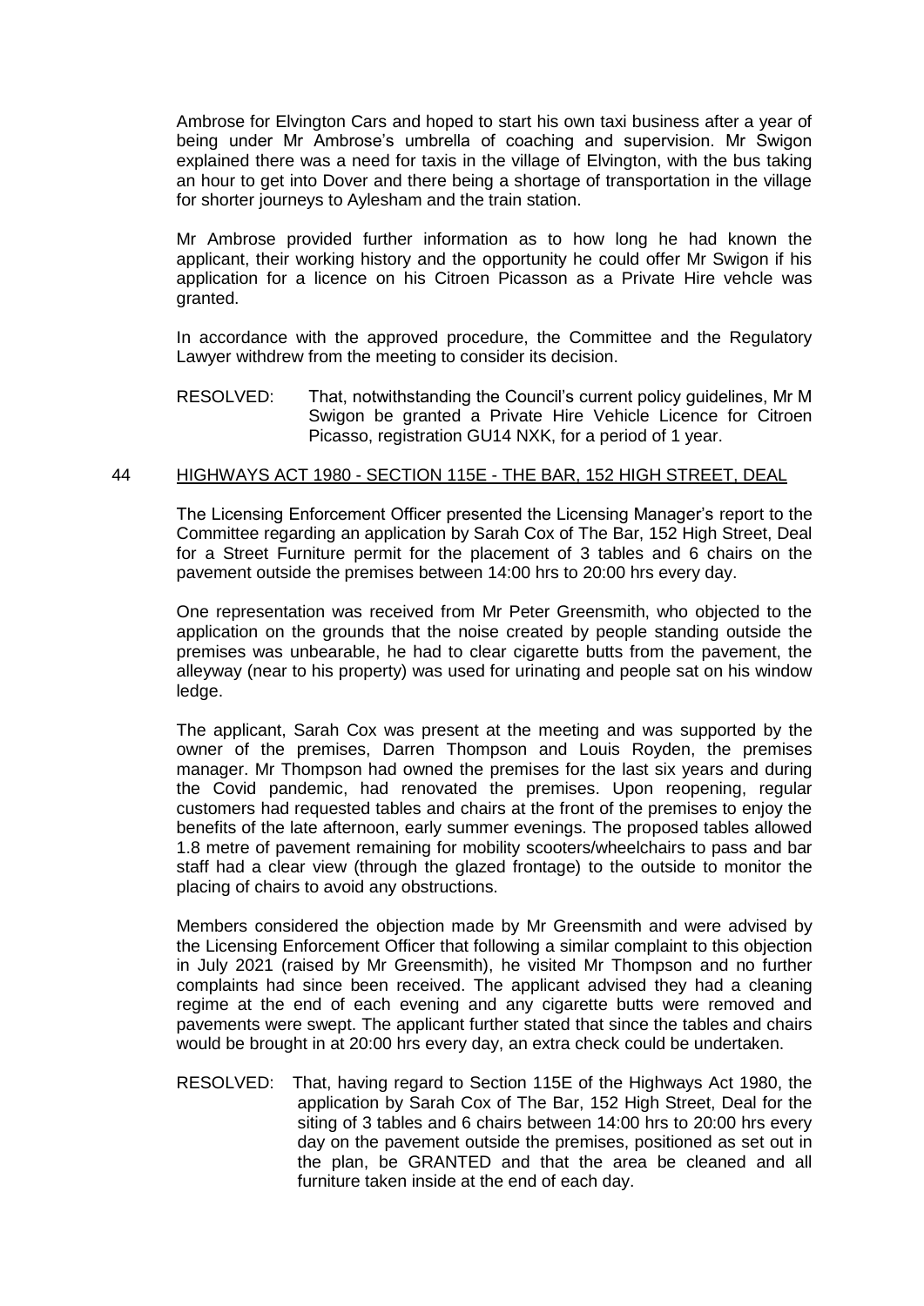Ambrose for Elvington Cars and hoped to start his own taxi business after a year of being under Mr Ambrose's umbrella of coaching and supervision. Mr Swigon explained there was a need for taxis in the village of Elvington, with the bus taking an hour to get into Dover and there being a shortage of transportation in the village for shorter journeys to Aylesham and the train station.

Mr Ambrose provided further information as to how long he had known the applicant, their working history and the opportunity he could offer Mr Swigon if his application for a licence on his Citroen Picasson as a Private Hire vehcle was granted.

In accordance with the approved procedure, the Committee and the Regulatory Lawyer withdrew from the meeting to consider its decision.

RESOLVED: That, notwithstanding the Council's current policy guidelines, Mr M Swigon be granted a Private Hire Vehicle Licence for Citroen Picasso, registration GU14 NXK, for a period of 1 year.

## 44 HIGHWAYS ACT 1980 - SECTION 115E - THE BAR, 152 HIGH STREET, DEAL

The Licensing Enforcement Officer presented the Licensing Manager's report to the Committee regarding an application by Sarah Cox of The Bar, 152 High Street, Deal for a Street Furniture permit for the placement of 3 tables and 6 chairs on the pavement outside the premises between 14:00 hrs to 20:00 hrs every day.

One representation was received from Mr Peter Greensmith, who objected to the application on the grounds that the noise created by people standing outside the premises was unbearable, he had to clear cigarette butts from the pavement, the alleyway (near to his property) was used for urinating and people sat on his window ledge.

The applicant, Sarah Cox was present at the meeting and was supported by the owner of the premises, Darren Thompson and Louis Royden, the premises manager. Mr Thompson had owned the premises for the last six years and during the Covid pandemic, had renovated the premises. Upon reopening, regular customers had requested tables and chairs at the front of the premises to enjoy the benefits of the late afternoon, early summer evenings. The proposed tables allowed 1.8 metre of pavement remaining for mobility scooters/wheelchairs to pass and bar staff had a clear view (through the glazed frontage) to the outside to monitor the placing of chairs to avoid any obstructions.

Members considered the objection made by Mr Greensmith and were advised by the Licensing Enforcement Officer that following a similar complaint to this objection in July 2021 (raised by Mr Greensmith), he visited Mr Thompson and no further complaints had since been received. The applicant advised they had a cleaning regime at the end of each evening and any cigarette butts were removed and pavements were swept. The applicant further stated that since the tables and chairs would be brought in at 20:00 hrs every day, an extra check could be undertaken.

RESOLVED: That, having regard to Section 115E of the Highways Act 1980, the application by Sarah Cox of The Bar, 152 High Street, Deal for the siting of 3 tables and 6 chairs between 14:00 hrs to 20:00 hrs every day on the pavement outside the premises, positioned as set out in the plan, be GRANTED and that the area be cleaned and all furniture taken inside at the end of each day.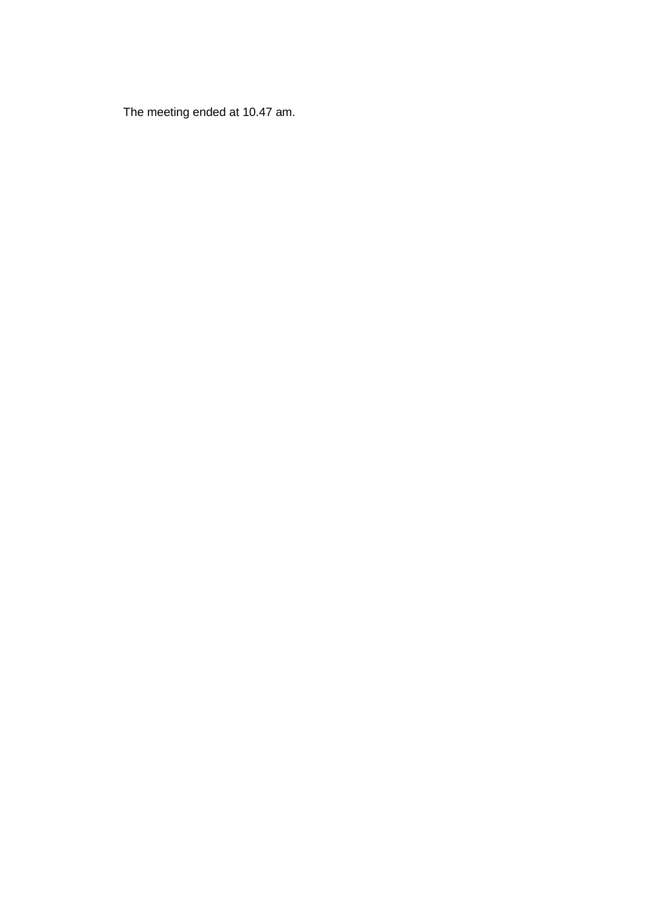The meeting ended at 10.47 am.